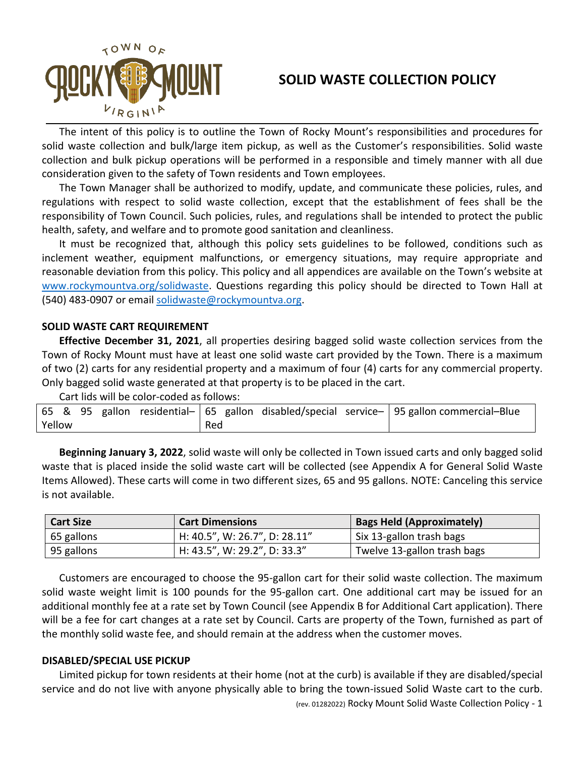# SOLID WASTE COLLECTION POLICY

The intent of this policy is to outline the Town of Rocky Mount's responsibilities and procedures for solid waste collection and bulk/large item pickup, as well as the Customer's responsibilities. Solid waste collection and bulk pickup operations will be performed in a responsible and timely manner with all due consideration given to the safety of Town residents and Town employees.

The Town Manager shall be authorized to modify, update, and communicate these policies, rules, and regulations with respect to solid waste collection, except that the establishment of fees shall be the responsibility of Town Council. Such policies, rules, and regulations shall be intended to protect the public health, safety, and welfare and to promote good sanitation and cleanliness.

It must be recognized that, although this policy sets guidelines to be followed, conditions such as inclement weather, equipment malfunctions, or emergency situations, may require appropriate and reasonable deviation from this policy. This policy and all appendices are available on the Town's website at www.rockymountva.org/solidwaste. Questions regarding this policy should be directed to Town Hall at (540) 483-0907 or email solidwaste@rockymountva.org.

## SOLID WASTE CART REQUIREMENT

**Effective December 31, 2021**, all properties desiring bagged solid waste collection services from the Town of Rocky Mount must have at least one solid waste cart provided by the Town. There is a maximum of two (2) carts for any residential property and a maximum of four (4) carts for any commercial property. Only bagged solid waste generated at that property is to be placed in the cart.

Cart lids will be color-coded as follows:

| 65 & 95 gallon residential–Yellow | 65 gallon disabled/special service–Red | 95 gallon commercial–Blue |
|---|---|---|

**Beginning January 3, 2022**, solid waste will only be collected in Town issued carts and only bagged solid waste that is placed inside the solid waste cart will be collected (see Appendix A for General Solid Waste Items Allowed). These carts will come in two different sizes, 65 and 95 gallons. NOTE: Canceling this service is not available.

| Cart Size | Cart Dimensions | Bags Held (Approximately) |
|---|---|---|
| 65 gallons | H: 40.5", W: 26.7", D: 28.11" | Six 13-gallon trash bags |
| 95 gallons | H: 43.5", W: 29.2", D: 33.3" | Twelve 13-gallon trash bags |

Customers are encouraged to choose the 95-gallon cart for their solid waste collection. The maximum solid waste weight limit is 100 pounds for the 95-gallon cart. One additional cart may be issued for an additional monthly fee at a rate set by Town Council (see Appendix B for Additional Cart application). There will be a fee for cart changes at a rate set by Council. Carts are property of the Town, furnished as part of the monthly solid waste fee, and should remain at the address when the customer moves.

## DISABLED/SPECIAL USE PICKUP

Limited pickup for town residents at their home (not at the curb) is available if they are disabled/special service and do not live with anyone physically able to bring the town-issued Solid Waste cart to the curb.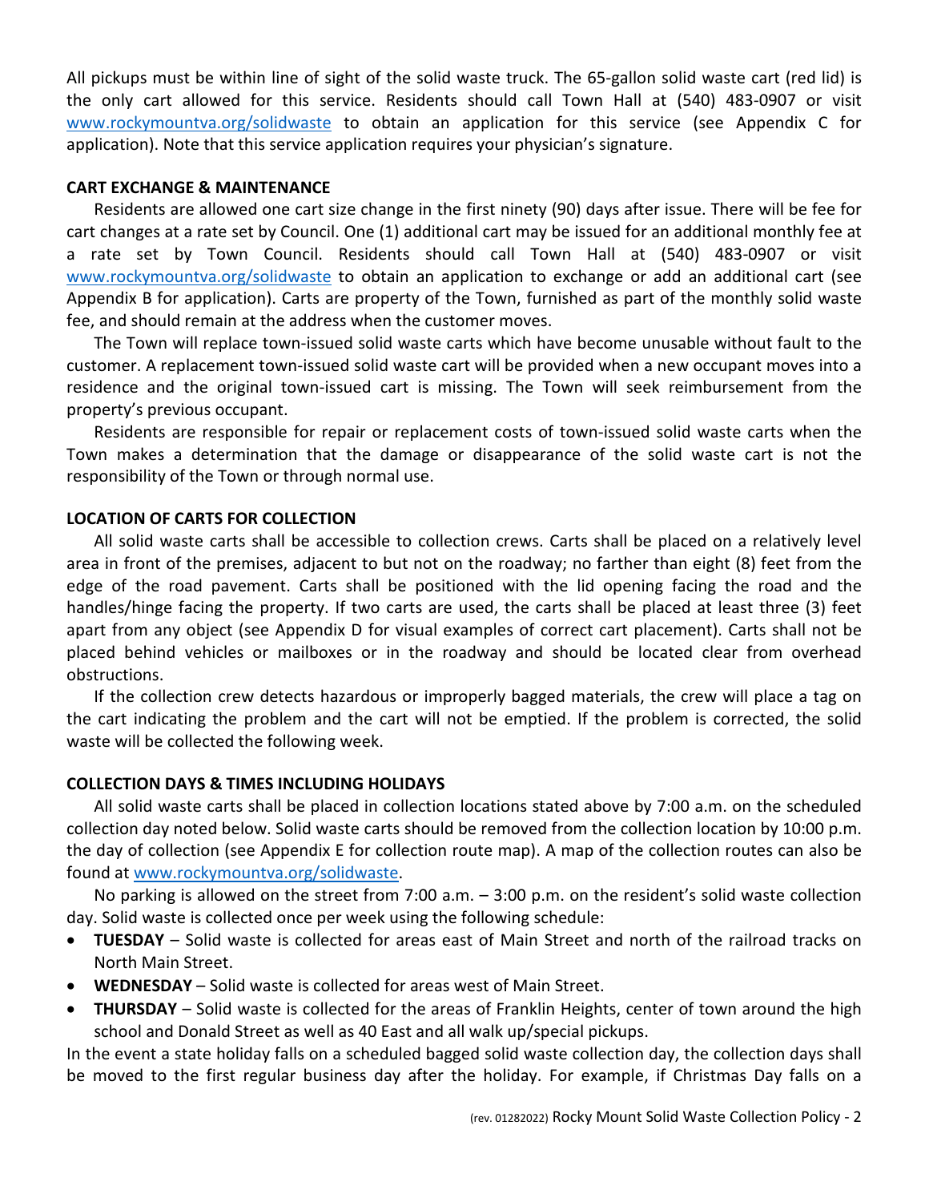All pickups must be within line of sight of the solid waste truck. The 65-gallon solid waste cart (red lid) is the only cart allowed for this service. Residents should call Town Hall at (540) 483-0907 or visit www.rockymountva.org/solidwaste to obtain an application for this service (see Appendix C for application). Note that this service application requires your physician's signature.

**CART EXCHANGE & MAINTENANCE**

Residents are allowed one cart size change in the first ninety (90) days after issue. There will be fee for cart changes at a rate set by Council. One (1) additional cart may be issued for an additional monthly fee at a rate set by Town Council. Residents should call Town Hall at (540) 483-0907 or visit www.rockymountva.org/solidwaste to obtain an application to exchange or add an additional cart (see Appendix B for application). Carts are property of the Town, furnished as part of the monthly solid waste fee, and should remain at the address when the customer moves.

The Town will replace town-issued solid waste carts which have become unusable without fault to the customer. A replacement town-issued solid waste cart will be provided when a new occupant moves into a residence and the original town-issued cart is missing. The Town will seek reimbursement from the property's previous occupant.

Residents are responsible for repair or replacement costs of town-issued solid waste carts when the Town makes a determination that the damage or disappearance of the solid waste cart is not the responsibility of the Town or through normal use.

**LOCATION OF CARTS FOR COLLECTION**

All solid waste carts shall be accessible to collection crews. Carts shall be placed on a relatively level area in front of the premises, adjacent to but not on the roadway; no farther than eight (8) feet from the edge of the road pavement. Carts shall be positioned with the lid opening facing the road and the handles/hinge facing the property. If two carts are used, the carts shall be placed at least three (3) feet apart from any object (see Appendix D for visual examples of correct cart placement). Carts shall not be placed behind vehicles or mailboxes or in the roadway and should be located clear from overhead obstructions.

If the collection crew detects hazardous or improperly bagged materials, the crew will place a tag on the cart indicating the problem and the cart will not be emptied. If the problem is corrected, the solid waste will be collected the following week.

**COLLECTION DAYS & TIMES INCLUDING HOLIDAYS**

All solid waste carts shall be placed in collection locations stated above by 7:00 a.m. on the scheduled collection day noted below. Solid waste carts should be removed from the collection location by 10:00 p.m. the day of collection (see Appendix E for collection route map). A map of the collection routes can also be found at www.rockymountva.org/solidwaste.

No parking is allowed on the street from 7:00 a.m. – 3:00 p.m. on the resident's solid waste collection day. Solid waste is collected once per week using the following schedule:

- **TUESDAY** – Solid waste is collected for areas east of Main Street and north of the railroad tracks on North Main Street.
- **WEDNESDAY** – Solid waste is collected for areas west of Main Street.
- **THURSDAY** – Solid waste is collected for the areas of Franklin Heights, center of town around the high school and Donald Street as well as 40 East and all walk up/special pickups.

In the event a state holiday falls on a scheduled bagged solid waste collection day, the collection days shall be moved to the first regular business day after the holiday. For example, if Christmas Day falls on a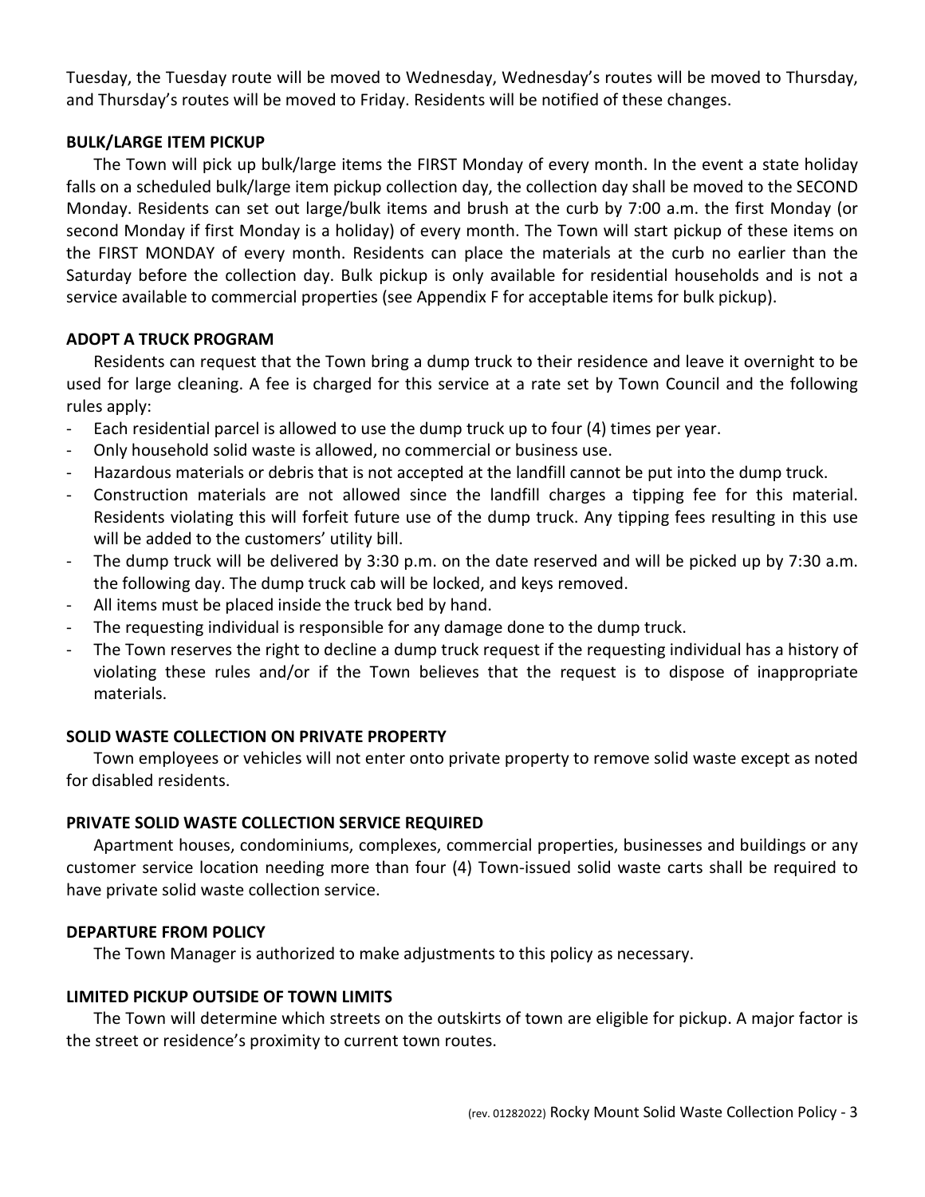Tuesday, the Tuesday route will be moved to Wednesday, Wednesday's routes will be moved to Thursday, and Thursday's routes will be moved to Friday. Residents will be notified of these changes.

**BULK/LARGE ITEM PICKUP**

The Town will pick up bulk/large items the FIRST Monday of every month. In the event a state holiday falls on a scheduled bulk/large item pickup collection day, the collection day shall be moved to the SECOND Monday. Residents can set out large/bulk items and brush at the curb by 7:00 a.m. the first Monday (or second Monday if first Monday is a holiday) of every month. The Town will start pickup of these items on the FIRST MONDAY of every month. Residents can place the materials at the curb no earlier than the Saturday before the collection day. Bulk pickup is only available for residential households and is not a service available to commercial properties (see Appendix F for acceptable items for bulk pickup).

**ADOPT A TRUCK PROGRAM**

Residents can request that the Town bring a dump truck to their residence and leave it overnight to be used for large cleaning. A fee is charged for this service at a rate set by Town Council and the following rules apply:

- Each residential parcel is allowed to use the dump truck up to four (4) times per year.
- Only household solid waste is allowed, no commercial or business use.
- Hazardous materials or debris that is not accepted at the landfill cannot be put into the dump truck.
- Construction materials are not allowed since the landfill charges a tipping fee for this material. Residents violating this will forfeit future use of the dump truck. Any tipping fees resulting in this use will be added to the customers' utility bill.
- The dump truck will be delivered by 3:30 p.m. on the date reserved and will be picked up by 7:30 a.m. the following day. The dump truck cab will be locked, and keys removed.
- All items must be placed inside the truck bed by hand.
- The requesting individual is responsible for any damage done to the dump truck.
- The Town reserves the right to decline a dump truck request if the requesting individual has a history of violating these rules and/or if the Town believes that the request is to dispose of inappropriate materials.

**SOLID WASTE COLLECTION ON PRIVATE PROPERTY**

Town employees or vehicles will not enter onto private property to remove solid waste except as noted for disabled residents.

**PRIVATE SOLID WASTE COLLECTION SERVICE REQUIRED**

Apartment houses, condominiums, complexes, commercial properties, businesses and buildings or any customer service location needing more than four (4) Town-issued solid waste carts shall be required to have private solid waste collection service.

**DEPARTURE FROM POLICY**

The Town Manager is authorized to make adjustments to this policy as necessary.

**LIMITED PICKUP OUTSIDE OF TOWN LIMITS**

The Town will determine which streets on the outskirts of town are eligible for pickup. A major factor is the street or residence's proximity to current town routes.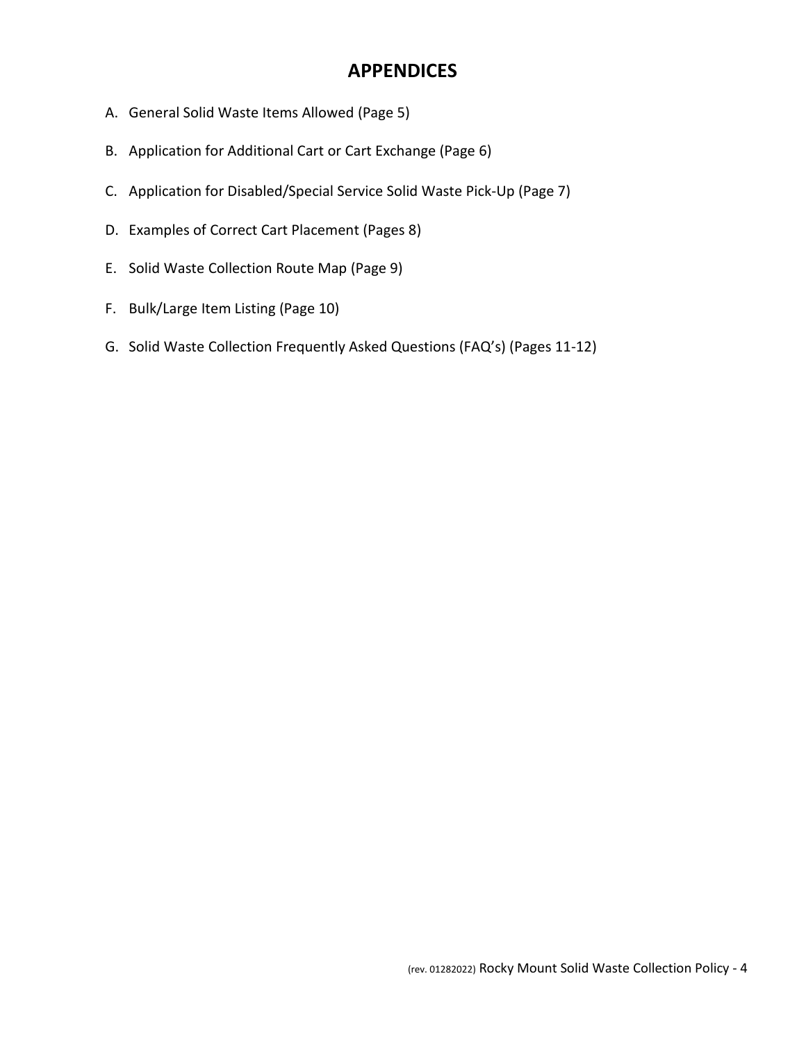# APPENDICES

A. General Solid Waste Items Allowed (Page 5)

B. Application for Additional Cart or Cart Exchange (Page 6)

C. Application for Disabled/Special Service Solid Waste Pick-Up (Page 7)

D. Examples of Correct Cart Placement (Pages 8)

E. Solid Waste Collection Route Map (Page 9)

F. Bulk/Large Item Listing (Page 10)

G. Solid Waste Collection Frequently Asked Questions (FAQ's) (Pages 11-12)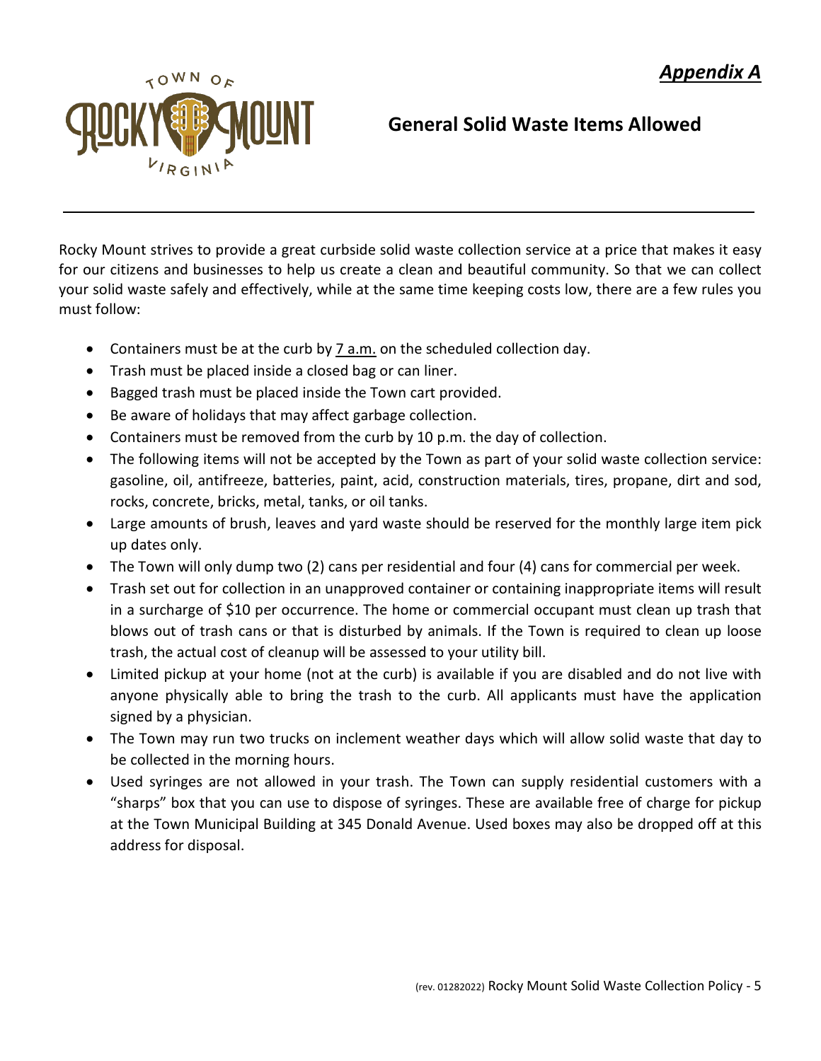***Appendix A***

## General Solid Waste Items Allowed

---

Rocky Mount strives to provide a great curbside solid waste collection service at a price that makes it easy for our citizens and businesses to help us create a clean and beautiful community. So that we can collect your solid waste safely and effectively, while at the same time keeping costs low, there are a few rules you must follow:

- Containers must be at the curb by 7 a.m. on the scheduled collection day.
- Trash must be placed inside a closed bag or can liner.
- Bagged trash must be placed inside the Town cart provided.
- Be aware of holidays that may affect garbage collection.
- Containers must be removed from the curb by 10 p.m. the day of collection.
- The following items will not be accepted by the Town as part of your solid waste collection service: gasoline, oil, antifreeze, batteries, paint, acid, construction materials, tires, propane, dirt and sod, rocks, concrete, bricks, metal, tanks, or oil tanks.
- Large amounts of brush, leaves and yard waste should be reserved for the monthly large item pick up dates only.
- The Town will only dump two (2) cans per residential and four (4) cans for commercial per week.
- Trash set out for collection in an unapproved container or containing inappropriate items will result in a surcharge of $10 per occurrence. The home or commercial occupant must clean up trash that blows out of trash cans or that is disturbed by animals. If the Town is required to clean up loose trash, the actual cost of cleanup will be assessed to your utility bill.
- Limited pickup at your home (not at the curb) is available if you are disabled and do not live with anyone physically able to bring the trash to the curb. All applicants must have the application signed by a physician.
- The Town may run two trucks on inclement weather days which will allow solid waste that day to be collected in the morning hours.
- Used syringes are not allowed in your trash. The Town can supply residential customers with a "sharps" box that you can use to dispose of syringes. These are available free of charge for pickup at the Town Municipal Building at 345 Donald Avenue. Used boxes may also be dropped off at this address for disposal.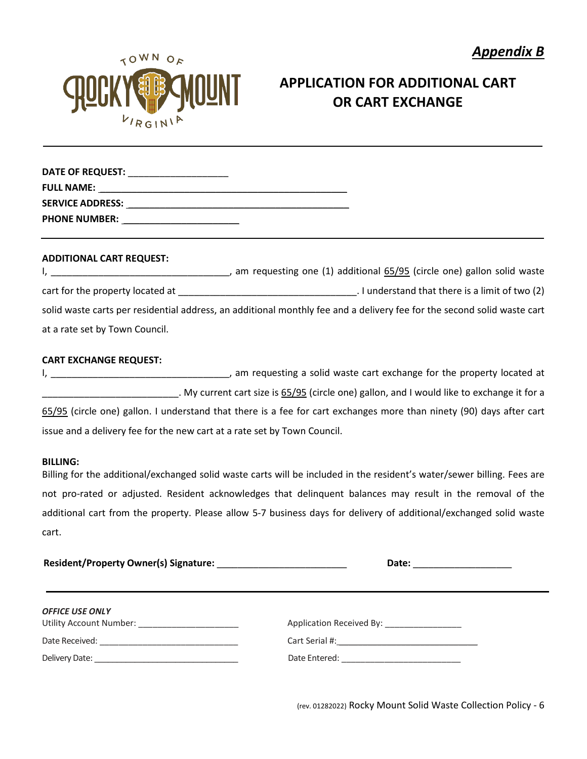***Appendix B***

TOWN OF ROCKY MOUNT VIRGINIA

## APPLICATION FOR ADDITIONAL CART OR CART EXCHANGE

---

**DATE OF REQUEST:** ___________________

**FULL NAME:** _______________________________________________

**SERVICE ADDRESS:** ___________________________________________

**PHONE NUMBER:** ______________________

---

**ADDITIONAL CART REQUEST:**

I, _________________________________, am requesting one (1) additional 65/95 (circle one) gallon solid waste cart for the property located at _________________________________. I understand that there is a limit of two (2) solid waste carts per residential address, an additional monthly fee and a delivery fee for the second solid waste cart at a rate set by Town Council.

**CART EXCHANGE REQUEST:**

I, _________________________________, am requesting a solid waste cart exchange for the property located at _________________________. My current cart size is 65/95 (circle one) gallon, and I would like to exchange it for a 65/95 (circle one) gallon. I understand that there is a fee for cart exchanges more than ninety (90) days after cart issue and a delivery fee for the new cart at a rate set by Town Council.

**BILLING:**

Billing for the additional/exchanged solid waste carts will be included in the resident's water/sewer billing. Fees are not pro-rated or adjusted. Resident acknowledges that delinquent balances may result in the removal of the additional cart from the property. Please allow 5-7 business days for delivery of additional/exchanged solid waste cart.

**Resident/Property Owner(s) Signature:** ________________________ **Date:** ___________________

---

*OFFICE USE ONLY*

Utility Account Number: _____________________ Application Received By: ________________

Date Received: _____________________________ Cart Serial #: _____________________________

Delivery Date: ______________________________ Date Entered: _________________________

(rev. 01282022) Rocky Mount Solid Waste Collection Policy - 6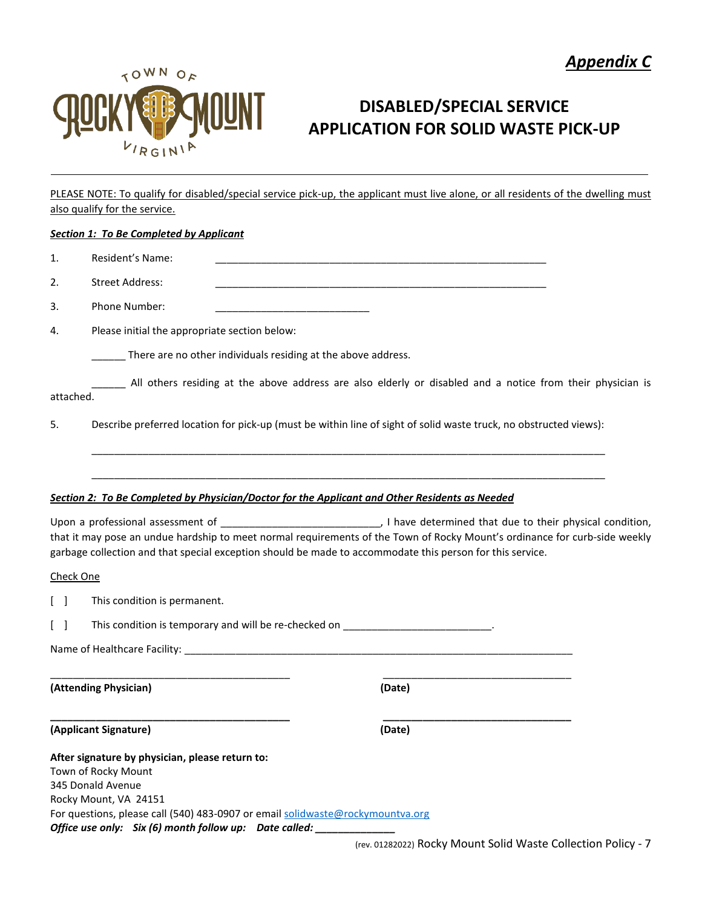*Appendix C*

TOWN OF ROCKY MOUNT VIRGINIA

# DISABLED/SPECIAL SERVICE APPLICATION FOR SOLID WASTE PICK-UP

PLEASE NOTE: To qualify for disabled/special service pick-up, the applicant must live alone, or all residents of the dwelling must also qualify for the service.

***Section 1: To Be Completed by Applicant***

1. Resident's Name: ____________________________________________________________
2. Street Address: ____________________________________________________________
3. Phone Number: ____________________________
4. Please initial the appropriate section below:

   ______ There are no other individuals residing at the above address.

   ______ All others residing at the above address are also elderly or disabled and a notice from their physician is attached.

5. Describe preferred location for pick-up (must be within line of sight of solid waste truck, no obstructed views):

   _______________________________________________________________________________________________

   _______________________________________________________________________________________________

***Section 2: To Be Completed by Physician/Doctor for the Applicant and Other Residents as Needed***

Upon a professional assessment of ___________________________, I have determined that due to their physical condition, that it may pose an undue hardship to meet normal requirements of the Town of Rocky Mount's ordinance for curb-side weekly garbage collection and that special exception should be made to accommodate this person for this service.

Check One

[ ] This condition is permanent.

[ ] This condition is temporary and will be re-checked on __________________________.

Name of Healthcare Facility: ______________________________________________________________________

_____________________________________________ ___________________________________

**(Attending Physician)** **(Date)**

_____________________________________________ ___________________________________

**(Applicant Signature)** **(Date)**

**After signature by physician, please return to:**
Town of Rocky Mount
345 Donald Avenue
Rocky Mount, VA 24151
For questions, please call (540) 483-0907 or email solidwaste@rockymountva.org
***Office use only: Six (6) month follow up: Date called: ______________***

(rev. 01282022) Rocky Mount Solid Waste Collection Policy - 7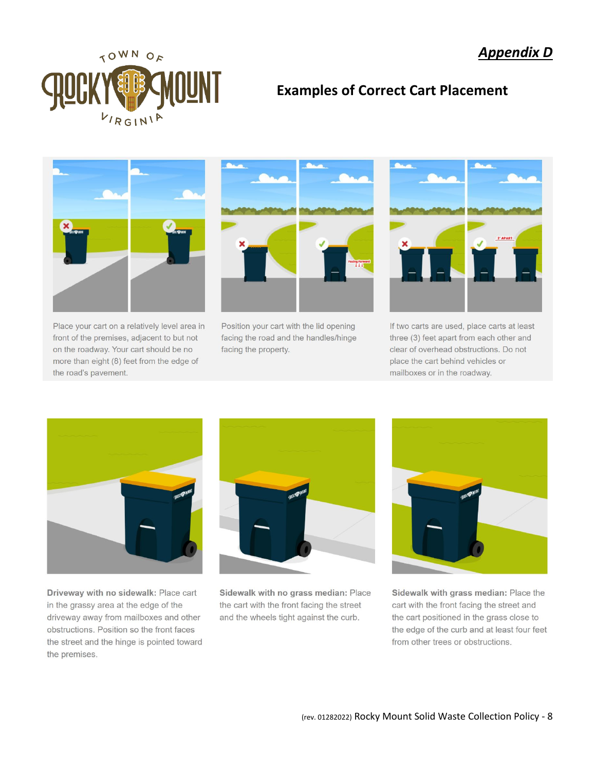## *Appendix D*

## Examples of Correct Cart Placement

Place your cart on a relatively level area in front of the premises, adjacent to but not on the roadway. Your cart should be no more than eight (8) feet from the edge of the road's pavement.

Position your cart with the lid opening facing the road and the handles/hinge facing the property.

If two carts are used, place carts at least three (3) feet apart from each other and clear of overhead obstructions. Do not place the cart behind vehicles or mailboxes or in the roadway.

**Driveway with no sidewalk:** Place cart in the grassy area at the edge of the driveway away from mailboxes and other obstructions. Position so the front faces the street and the hinge is pointed toward the premises.

**Sidewalk with no grass median:** Place the cart with the front facing the street and the wheels tight against the curb.

**Sidewalk with grass median:** Place the cart with the front facing the street and the cart positioned in the grass close to the edge of the curb and at least four feet from other trees or obstructions.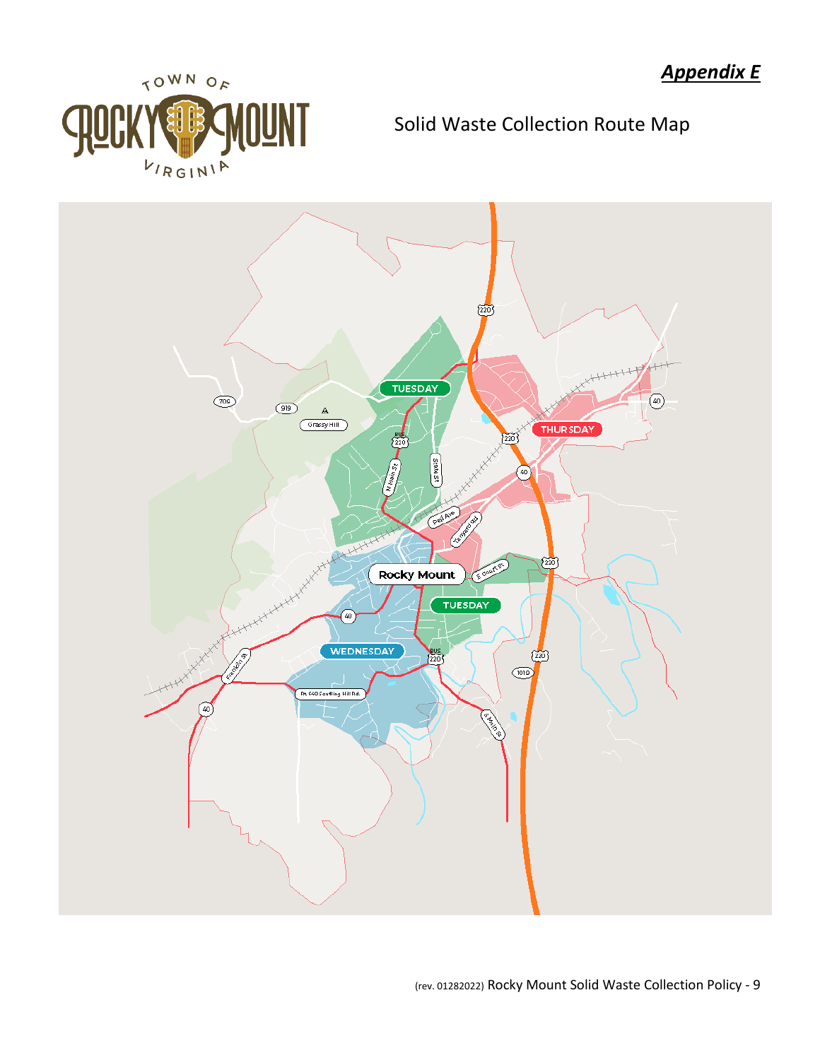***Appendix E***

Solid Waste Collection Route Map

TUESDAY

THURSDAY

Rocky Mount

TUESDAY

WEDNESDAY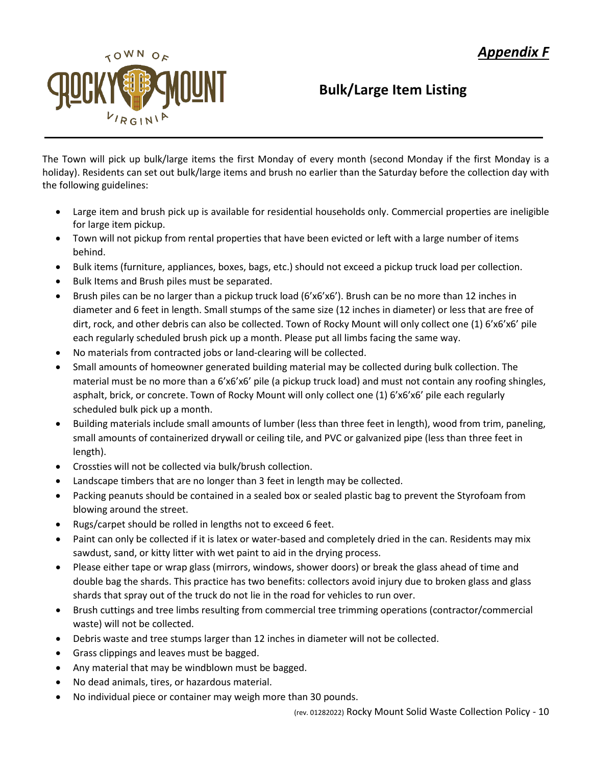# *Appendix F*

## Bulk/Large Item Listing

The Town will pick up bulk/large items the first Monday of every month (second Monday if the first Monday is a holiday). Residents can set out bulk/large items and brush no earlier than the Saturday before the collection day with the following guidelines:

- Large item and brush pick up is available for residential households only. Commercial properties are ineligible for large item pickup.
- Town will not pickup from rental properties that have been evicted or left with a large number of items behind.
- Bulk items (furniture, appliances, boxes, bags, etc.) should not exceed a pickup truck load per collection.
- Bulk Items and Brush piles must be separated.
- Brush piles can be no larger than a pickup truck load (6'x6'x6'). Brush can be no more than 12 inches in diameter and 6 feet in length. Small stumps of the same size (12 inches in diameter) or less that are free of dirt, rock, and other debris can also be collected. Town of Rocky Mount will only collect one (1) 6'x6'x6' pile each regularly scheduled brush pick up a month. Please put all limbs facing the same way.
- No materials from contracted jobs or land-clearing will be collected.
- Small amounts of homeowner generated building material may be collected during bulk collection. The material must be no more than a 6'x6'x6' pile (a pickup truck load) and must not contain any roofing shingles, asphalt, brick, or concrete. Town of Rocky Mount will only collect one (1) 6'x6'x6' pile each regularly scheduled bulk pick up a month.
- Building materials include small amounts of lumber (less than three feet in length), wood from trim, paneling, small amounts of containerized drywall or ceiling tile, and PVC or galvanized pipe (less than three feet in length).
- Crossties will not be collected via bulk/brush collection.
- Landscape timbers that are no longer than 3 feet in length may be collected.
- Packing peanuts should be contained in a sealed box or sealed plastic bag to prevent the Styrofoam from blowing around the street.
- Rugs/carpet should be rolled in lengths not to exceed 6 feet.
- Paint can only be collected if it is latex or water-based and completely dried in the can. Residents may mix sawdust, sand, or kitty litter with wet paint to aid in the drying process.
- Please either tape or wrap glass (mirrors, windows, shower doors) or break the glass ahead of time and double bag the shards. This practice has two benefits: collectors avoid injury due to broken glass and glass shards that spray out of the truck do not lie in the road for vehicles to run over.
- Brush cuttings and tree limbs resulting from commercial tree trimming operations (contractor/commercial waste) will not be collected.
- Debris waste and tree stumps larger than 12 inches in diameter will not be collected.
- Grass clippings and leaves must be bagged.
- Any material that may be windblown must be bagged.
- No dead animals, tires, or hazardous material.
- No individual piece or container may weigh more than 30 pounds.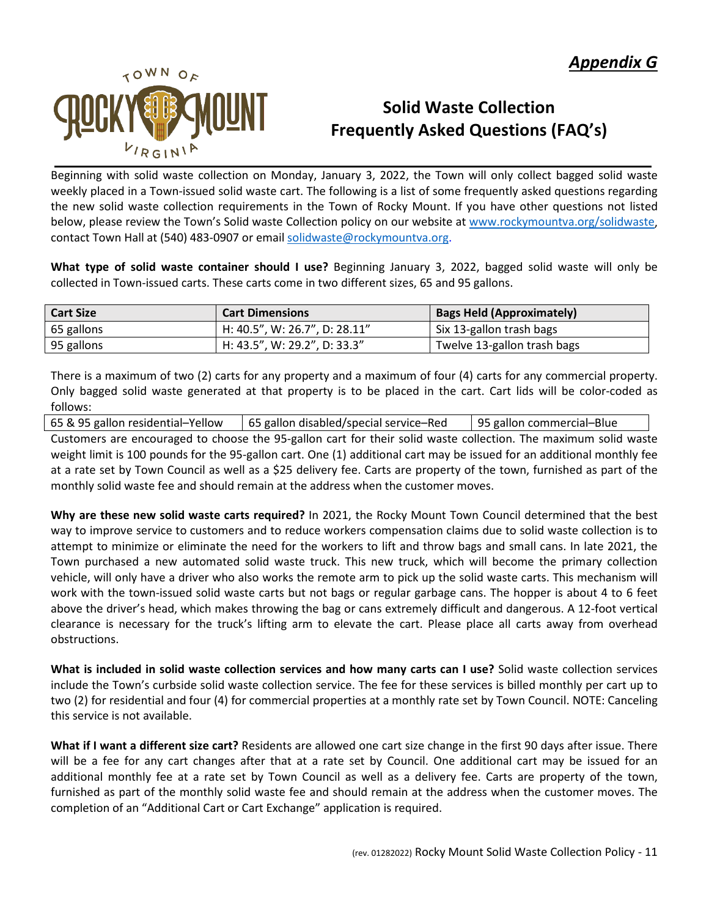*Appendix G*

# Solid Waste Collection Frequently Asked Questions (FAQ's)

Beginning with solid waste collection on Monday, January 3, 2022, the Town will only collect bagged solid waste weekly placed in a Town-issued solid waste cart. The following is a list of some frequently asked questions regarding the new solid waste collection requirements in the Town of Rocky Mount. If you have other questions not listed below, please review the Town's Solid waste Collection policy on our website at www.rockymountva.org/solidwaste, contact Town Hall at (540) 483-0907 or email solidwaste@rockymountva.org.

**What type of solid waste container should I use?** Beginning January 3, 2022, bagged solid waste will only be collected in Town-issued carts. These carts come in two different sizes, 65 and 95 gallons.

| Cart Size | Cart Dimensions | Bags Held (Approximately) |
|---|---|---|
| 65 gallons | H: 40.5", W: 26.7", D: 28.11" | Six 13-gallon trash bags |
| 95 gallons | H: 43.5", W: 29.2", D: 33.3" | Twelve 13-gallon trash bags |

There is a maximum of two (2) carts for any property and a maximum of four (4) carts for any commercial property. Only bagged solid waste generated at that property is to be placed in the cart. Cart lids will be color-coded as follows:

| 65 & 95 gallon residential–Yellow | 65 gallon disabled/special service–Red | 95 gallon commercial–Blue |
|---|---|---|

Customers are encouraged to choose the 95-gallon cart for their solid waste collection. The maximum solid waste weight limit is 100 pounds for the 95-gallon cart. One (1) additional cart may be issued for an additional monthly fee at a rate set by Town Council as well as a $25 delivery fee. Carts are property of the town, furnished as part of the monthly solid waste fee and should remain at the address when the customer moves.

**Why are these new solid waste carts required?** In 2021, the Rocky Mount Town Council determined that the best way to improve service to customers and to reduce workers compensation claims due to solid waste collection is to attempt to minimize or eliminate the need for the workers to lift and throw bags and small cans. In late 2021, the Town purchased a new automated solid waste truck. This new truck, which will become the primary collection vehicle, will only have a driver who also works the remote arm to pick up the solid waste carts. This mechanism will work with the town-issued solid waste carts but not bags or regular garbage cans. The hopper is about 4 to 6 feet above the driver's head, which makes throwing the bag or cans extremely difficult and dangerous. A 12-foot vertical clearance is necessary for the truck's lifting arm to elevate the cart. Please place all carts away from overhead obstructions.

**What is included in solid waste collection services and how many carts can I use?** Solid waste collection services include the Town's curbside solid waste collection service. The fee for these services is billed monthly per cart up to two (2) for residential and four (4) for commercial properties at a monthly rate set by Town Council. NOTE: Canceling this service is not available.

**What if I want a different size cart?** Residents are allowed one cart size change in the first 90 days after issue. There will be a fee for any cart changes after that at a rate set by Council. One additional cart may be issued for an additional monthly fee at a rate set by Town Council as well as a delivery fee. Carts are property of the town, furnished as part of the monthly solid waste fee and should remain at the address when the customer moves. The completion of an "Additional Cart or Cart Exchange" application is required.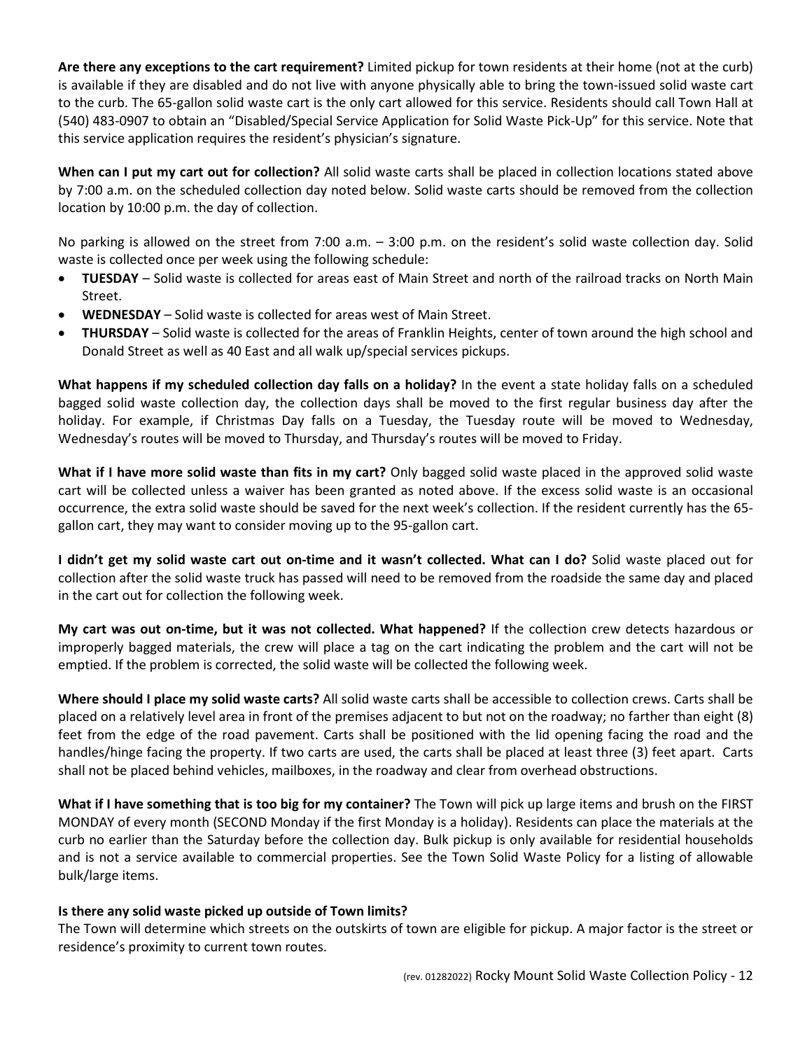**Are there any exceptions to the cart requirement?** Limited pickup for town residents at their home (not at the curb) is available if they are disabled and do not live with anyone physically able to bring the town-issued solid waste cart to the curb. The 65-gallon solid waste cart is the only cart allowed for this service. Residents should call Town Hall at (540) 483-0907 to obtain an "Disabled/Special Service Application for Solid Waste Pick-Up" for this service. Note that this service application requires the resident's physician's signature.

**When can I put my cart out for collection?** All solid waste carts shall be placed in collection locations stated above by 7:00 a.m. on the scheduled collection day noted below. Solid waste carts should be removed from the collection location by 10:00 p.m. the day of collection.

No parking is allowed on the street from 7:00 a.m. – 3:00 p.m. on the resident's solid waste collection day. Solid waste is collected once per week using the following schedule:

- **TUESDAY** – Solid waste is collected for areas east of Main Street and north of the railroad tracks on North Main Street.
- **WEDNESDAY** – Solid waste is collected for areas west of Main Street.
- **THURSDAY** – Solid waste is collected for the areas of Franklin Heights, center of town around the high school and Donald Street as well as 40 East and all walk up/special services pickups.

**What happens if my scheduled collection day falls on a holiday?** In the event a state holiday falls on a scheduled bagged solid waste collection day, the collection days shall be moved to the first regular business day after the holiday. For example, if Christmas Day falls on a Tuesday, the Tuesday route will be moved to Wednesday, Wednesday's routes will be moved to Thursday, and Thursday's routes will be moved to Friday.

**What if I have more solid waste than fits in my cart?** Only bagged solid waste placed in the approved solid waste cart will be collected unless a waiver has been granted as noted above. If the excess solid waste is an occasional occurrence, the extra solid waste should be saved for the next week's collection. If the resident currently has the 65-gallon cart, they may want to consider moving up to the 95-gallon cart.

**I didn't get my solid waste cart out on-time and it wasn't collected. What can I do?** Solid waste placed out for collection after the solid waste truck has passed will need to be removed from the roadside the same day and placed in the cart out for collection the following week.

**My cart was out on-time, but it was not collected. What happened?** If the collection crew detects hazardous or improperly bagged materials, the crew will place a tag on the cart indicating the problem and the cart will not be emptied. If the problem is corrected, the solid waste will be collected the following week.

**Where should I place my solid waste carts?** All solid waste carts shall be accessible to collection crews. Carts shall be placed on a relatively level area in front of the premises adjacent to but not on the roadway; no farther than eight (8) feet from the edge of the road pavement. Carts shall be positioned with the lid opening facing the road and the handles/hinge facing the property. If two carts are used, the carts shall be placed at least three (3) feet apart. Carts shall not be placed behind vehicles, mailboxes, in the roadway and clear from overhead obstructions.

**What if I have something that is too big for my container?** The Town will pick up large items and brush on the FIRST MONDAY of every month (SECOND Monday if the first Monday is a holiday). Residents can place the materials at the curb no earlier than the Saturday before the collection day. Bulk pickup is only available for residential households and is not a service available to commercial properties. See the Town Solid Waste Policy for a listing of allowable bulk/large items.

**Is there any solid waste picked up outside of Town limits?**

The Town will determine which streets on the outskirts of town are eligible for pickup. A major factor is the street or residence's proximity to current town routes.